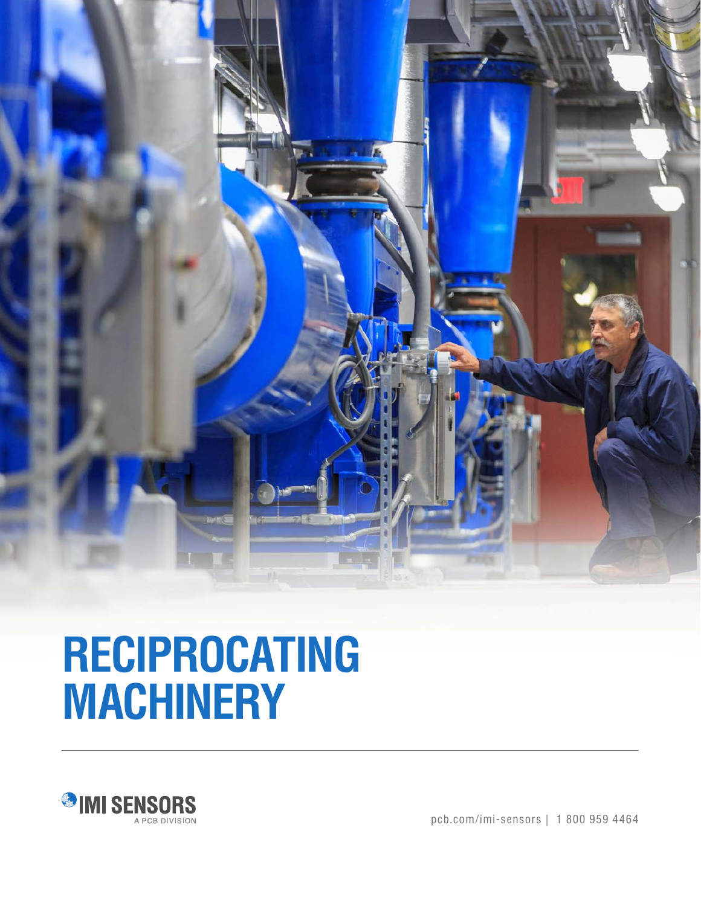# RECIPROCATING MACHINERY

IMI SENSORS
A PCB DIVISION

pcb.com/imi-sensors | 1 800 959 4464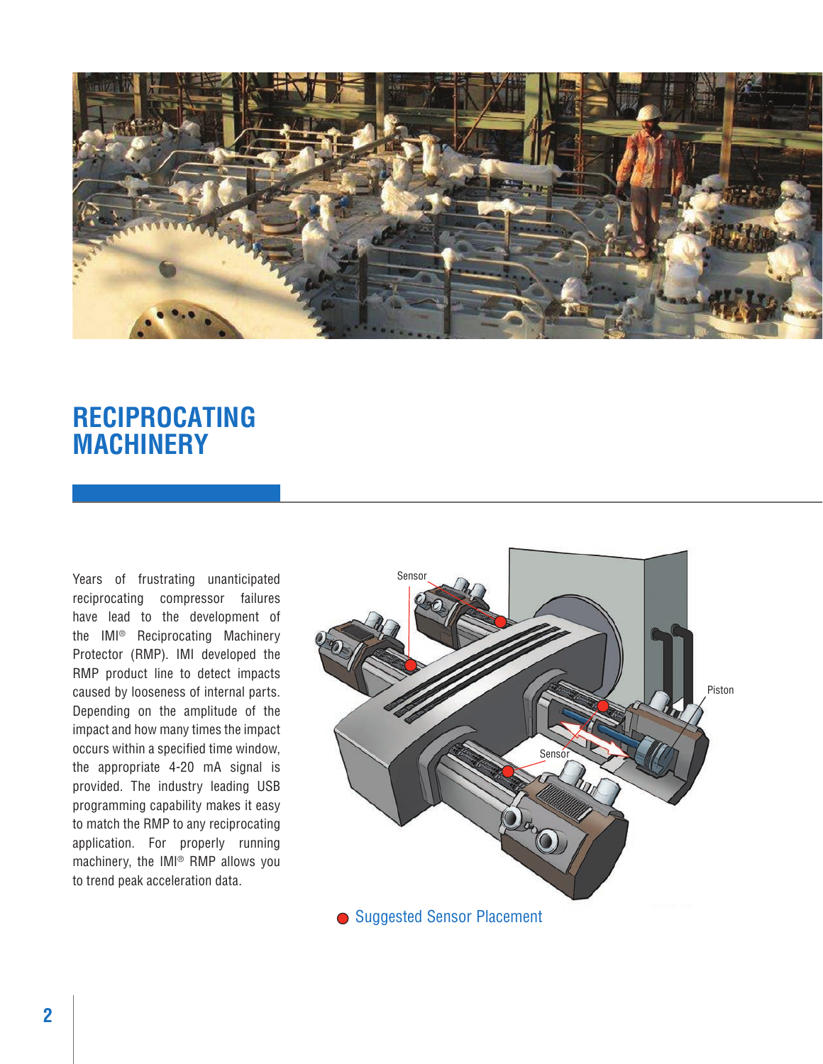# RECIPROCATING MACHINERY

Years of frustrating unanticipated reciprocating compressor failures have lead to the development of the IMI® Reciprocating Machinery Protector (RMP). IMI developed the RMP product line to detect impacts caused by looseness of internal parts. Depending on the amplitude of the impact and how many times the impact occurs within a specified time window, the appropriate 4-20 mA signal is provided. The industry leading USB programming capability makes it easy to match the RMP to any reciprocating application. For properly running machinery, the IMI® RMP allows you to trend peak acceleration data.

Suggested Sensor Placement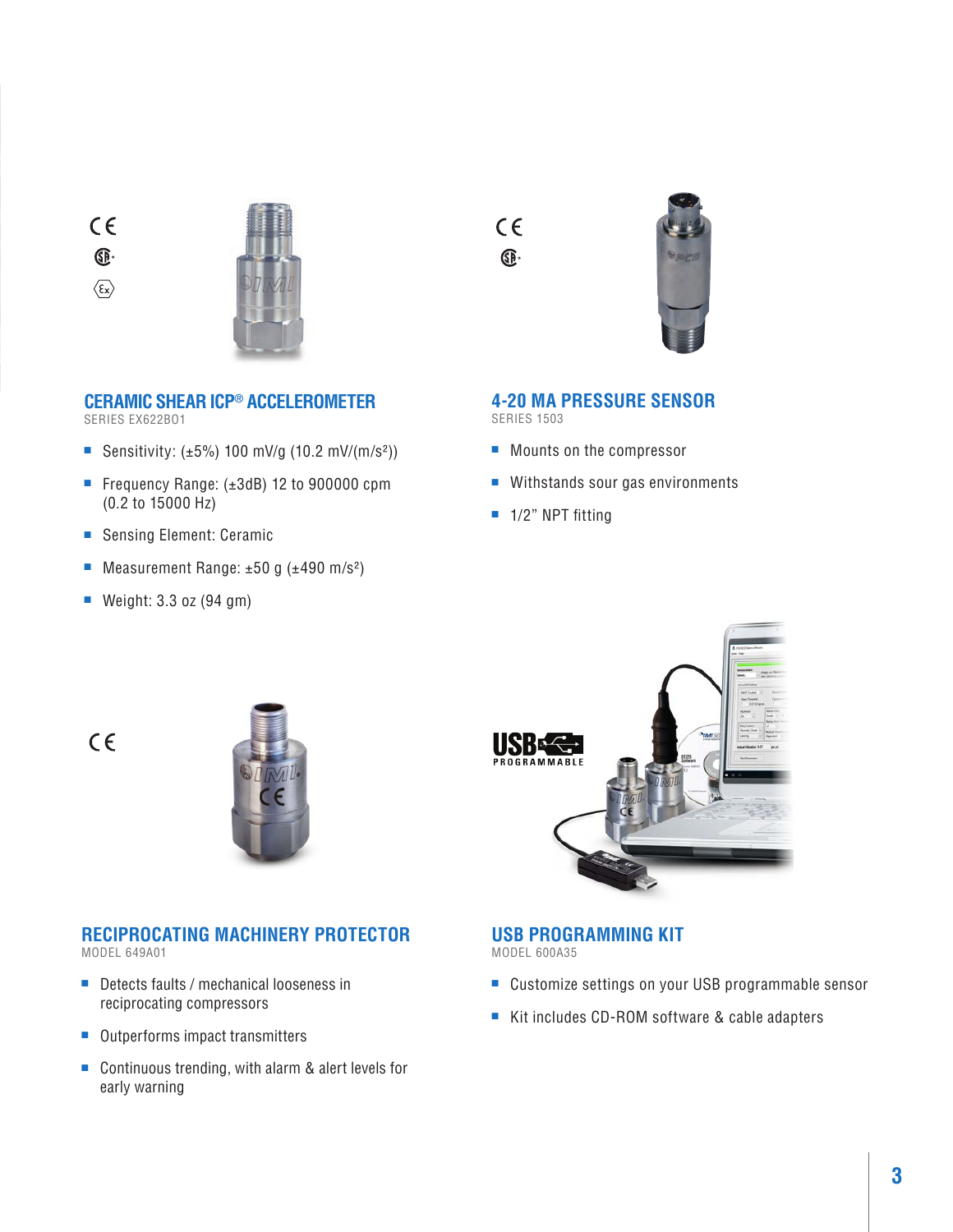## CERAMIC SHEAR ICP® ACCELEROMETER

SERIES EX622B01

- Sensitivity: (±5%) 100 mV/g (10.2 mV/(m/s²))
- Frequency Range: (±3dB) 12 to 900000 cpm (0.2 to 15000 Hz)
- Sensing Element: Ceramic
- Measurement Range: ±50 g (±490 m/s²)
- Weight: 3.3 oz (94 gm)

## 4-20 MA PRESSURE SENSOR

SERIES 1503

- Mounts on the compressor
- Withstands sour gas environments
- 1/2" NPT fitting

## RECIPROCATING MACHINERY PROTECTOR

MODEL 649A01

- Detects faults / mechanical looseness in reciprocating compressors
- Outperforms impact transmitters
- Continuous trending, with alarm & alert levels for early warning

USB PROGRAMMABLE

## USB PROGRAMMING KIT

MODEL 600A35

- Customize settings on your USB programmable sensor
- Kit includes CD-ROM software & cable adapters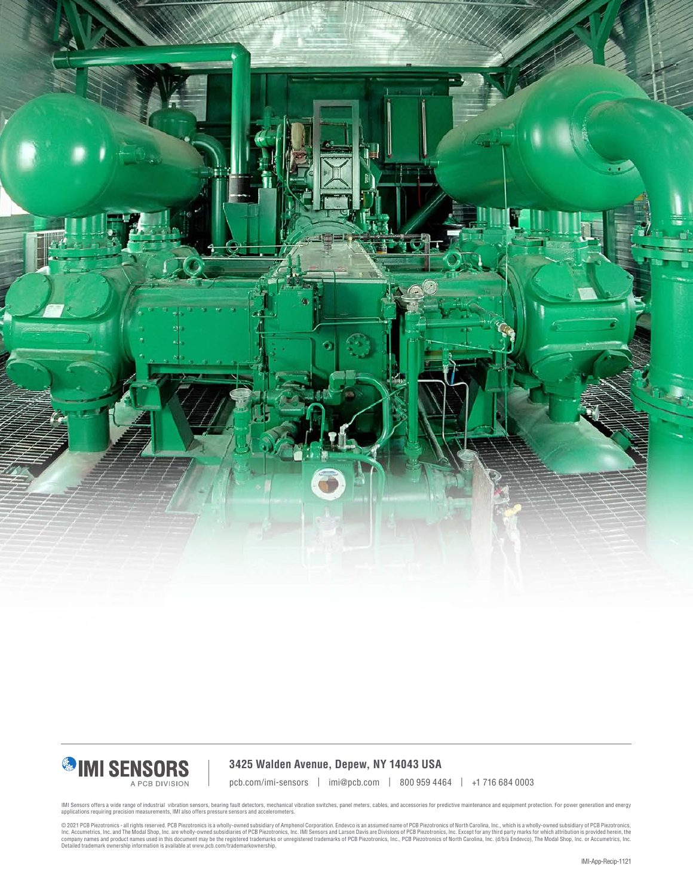IMI SENSORS
A PCB DIVISION

**3425 Walden Avenue, Depew, NY 14043 USA**

pcb.com/imi-sensors | imi@pcb.com | 800 959 4464 | +1 716 684 0003

IMI Sensors offers a wide range of industrial vibration sensors, bearing fault detectors, mechanical vibration switches, panel meters, cables, and accessories for predictive maintenance and equipment protection. For power generation and energy applications requiring precision measurements, IMI also offers pressure sensors and accelerometers.

© 2021 PCB Piezotronics - all rights reserved. PCB Piezotronics is a wholly-owned subsidiary of Amphenol Corporation. Endevco is an assumed name of PCB Piezotronics of North Carolina, Inc., which is a wholly-owned subsidiary of PCB Piezotronics, Inc. Accumetrics, Inc. and The Modal Shop, Inc. are wholly-owned subsidiaries of PCB Piezotronics, Inc. IMI Sensors and Larson Davis are Divisions of PCB Piezotronics, Inc. Except for any third party marks for which attribution is provided herein, the company names and product names used in this document may be the registered trademarks or unregistered trademarks of PCB Piezotronics, Inc., PCB Piezotronics of North Carolina, Inc. (d/b/a Endevco), The Modal Shop, Inc. or Accumetrics, Inc. Detailed trademark ownership information is available at www.pcb.com/trademarkownership.

IMI-App-Recip-1121